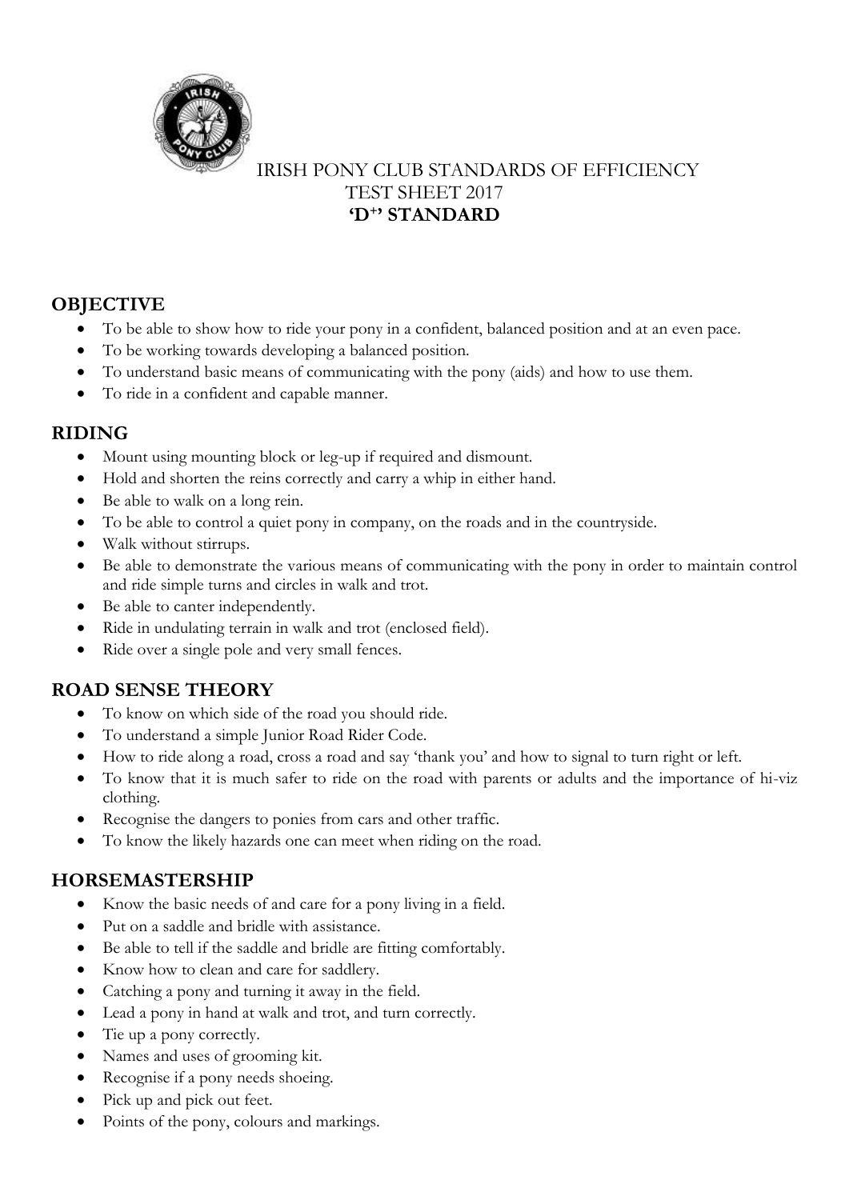IRISH PONY CLUB STANDARDS OF EFFICIENCY
TEST SHEET 2017
**'D+' STANDARD**

## OBJECTIVE

- To be able to show how to ride your pony in a confident, balanced position and at an even pace.
- To be working towards developing a balanced position.
- To understand basic means of communicating with the pony (aids) and how to use them.
- To ride in a confident and capable manner.

## RIDING

- Mount using mounting block or leg-up if required and dismount.
- Hold and shorten the reins correctly and carry a whip in either hand.
- Be able to walk on a long rein.
- To be able to control a quiet pony in company, on the roads and in the countryside.
- Walk without stirrups.
- Be able to demonstrate the various means of communicating with the pony in order to maintain control and ride simple turns and circles in walk and trot.
- Be able to canter independently.
- Ride in undulating terrain in walk and trot (enclosed field).
- Ride over a single pole and very small fences.

## ROAD SENSE THEORY

- To know on which side of the road you should ride.
- To understand a simple Junior Road Rider Code.
- How to ride along a road, cross a road and say 'thank you' and how to signal to turn right or left.
- To know that it is much safer to ride on the road with parents or adults and the importance of hi-viz clothing.
- Recognise the dangers to ponies from cars and other traffic.
- To know the likely hazards one can meet when riding on the road.

## HORSEMASTERSHIP

- Know the basic needs of and care for a pony living in a field.
- Put on a saddle and bridle with assistance.
- Be able to tell if the saddle and bridle are fitting comfortably.
- Know how to clean and care for saddlery.
- Catching a pony and turning it away in the field.
- Lead a pony in hand at walk and trot, and turn correctly.
- Tie up a pony correctly.
- Names and uses of grooming kit.
- Recognise if a pony needs shoeing.
- Pick up and pick out feet.
- Points of the pony, colours and markings.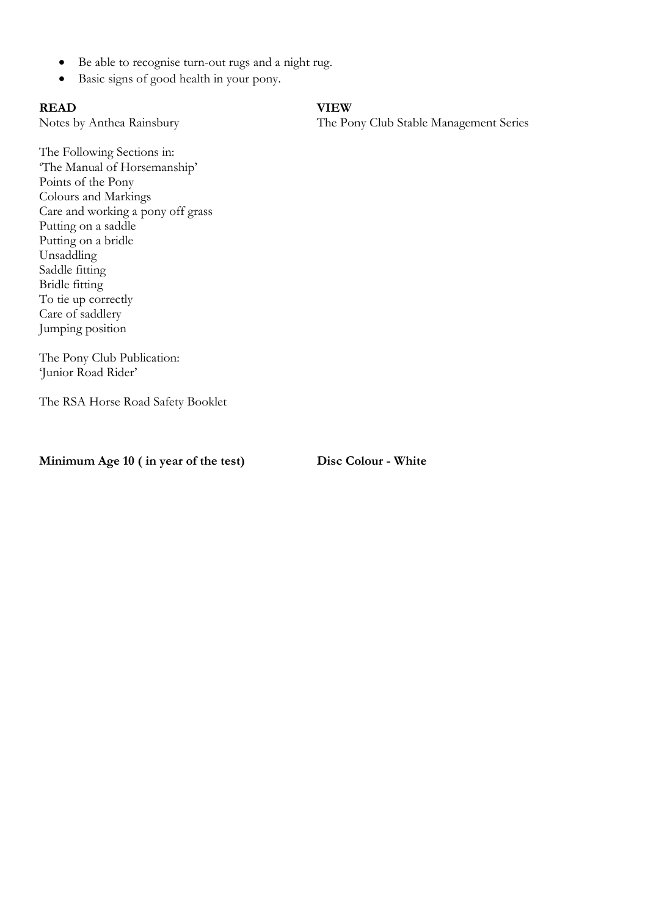- Be able to recognise turn-out rugs and a night rug.
- Basic signs of good health in your pony.

**READ**

Notes by Anthea Rainsbury

The Following Sections in:
'The Manual of Horsemanship'
Points of the Pony
Colours and Markings
Care and working a pony off grass
Putting on a saddle
Putting on a bridle
Unsaddling
Saddle fitting
Bridle fitting
To tie up correctly
Care of saddlery
Jumping position

The Pony Club Publication:
'Junior Road Rider'

The RSA Horse Road Safety Booklet

**VIEW**

The Pony Club Stable Management Series

**Minimum Age 10 ( in year of the test)**

**Disc Colour - White**